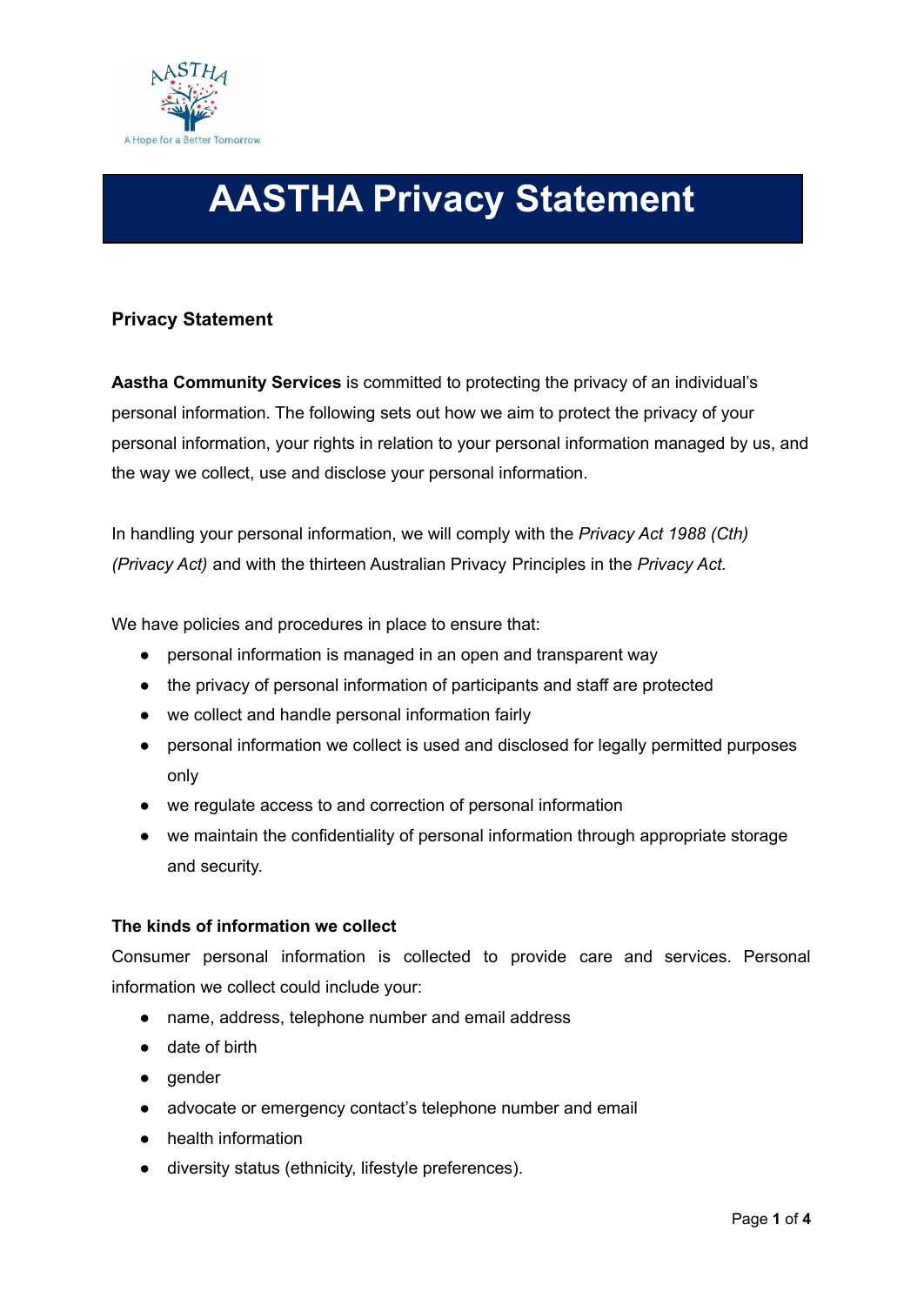# AASTHA Privacy Statement

## Privacy Statement

**Aastha Community Services** is committed to protecting the privacy of an individual's personal information. The following sets out how we aim to protect the privacy of your personal information, your rights in relation to your personal information managed by us, and the way we collect, use and disclose your personal information.

In handling your personal information, we will comply with the *Privacy Act 1988 (Cth) (Privacy Act)* and with the thirteen Australian Privacy Principles in the *Privacy Act*.

We have policies and procedures in place to ensure that:

- personal information is managed in an open and transparent way
- the privacy of personal information of participants and staff are protected
- we collect and handle personal information fairly
- personal information we collect is used and disclosed for legally permitted purposes only
- we regulate access to and correction of personal information
- we maintain the confidentiality of personal information through appropriate storage and security.

### The kinds of information we collect

Consumer personal information is collected to provide care and services. Personal information we collect could include your:

- name, address, telephone number and email address
- date of birth
- gender
- advocate or emergency contact's telephone number and email
- health information
- diversity status (ethnicity, lifestyle preferences).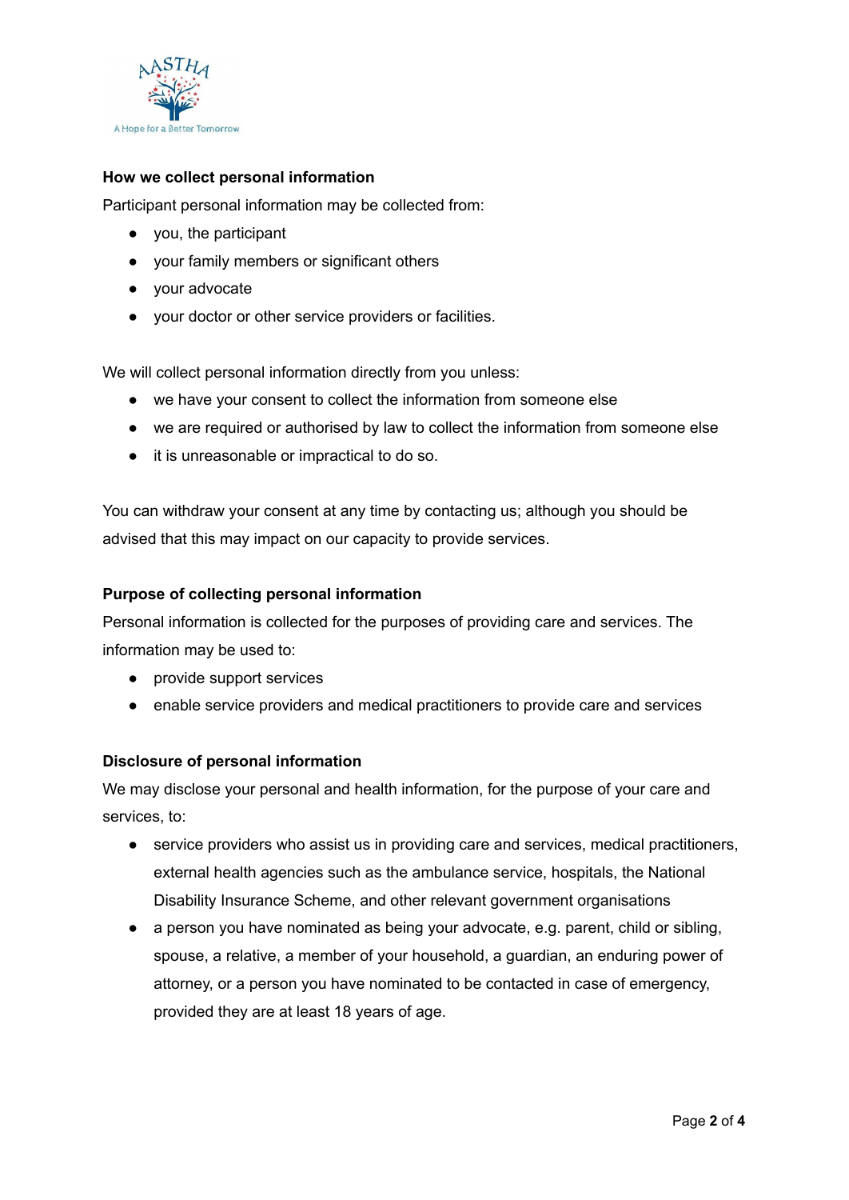### How we collect personal information

Participant personal information may be collected from:

- you, the participant
- your family members or significant others
- your advocate
- your doctor or other service providers or facilities.

We will collect personal information directly from you unless:

- we have your consent to collect the information from someone else
- we are required or authorised by law to collect the information from someone else
- it is unreasonable or impractical to do so.

You can withdraw your consent at any time by contacting us; although you should be advised that this may impact on our capacity to provide services.

### Purpose of collecting personal information

Personal information is collected for the purposes of providing care and services. The information may be used to:

- provide support services
- enable service providers and medical practitioners to provide care and services

### Disclosure of personal information

We may disclose your personal and health information, for the purpose of your care and services, to:

- service providers who assist us in providing care and services, medical practitioners, external health agencies such as the ambulance service, hospitals, the National Disability Insurance Scheme, and other relevant government organisations
- a person you have nominated as being your advocate, e.g. parent, child or sibling, spouse, a relative, a member of your household, a guardian, an enduring power of attorney, or a person you have nominated to be contacted in case of emergency, provided they are at least 18 years of age.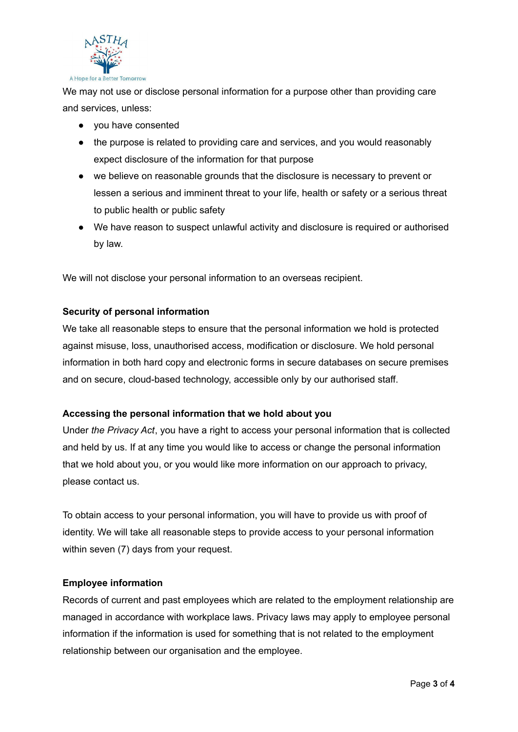We may not use or disclose personal information for a purpose other than providing care and services, unless:

- you have consented
- the purpose is related to providing care and services, and you would reasonably expect disclosure of the information for that purpose
- we believe on reasonable grounds that the disclosure is necessary to prevent or lessen a serious and imminent threat to your life, health or safety or a serious threat to public health or public safety
- We have reason to suspect unlawful activity and disclosure is required or authorised by law.

We will not disclose your personal information to an overseas recipient.

**Security of personal information**

We take all reasonable steps to ensure that the personal information we hold is protected against misuse, loss, unauthorised access, modification or disclosure. We hold personal information in both hard copy and electronic forms in secure databases on secure premises and on secure, cloud-based technology, accessible only by our authorised staff.

**Accessing the personal information that we hold about you**

Under *the Privacy Act*, you have a right to access your personal information that is collected and held by us. If at any time you would like to access or change the personal information that we hold about you, or you would like more information on our approach to privacy, please contact us.

To obtain access to your personal information, you will have to provide us with proof of identity. We will take all reasonable steps to provide access to your personal information within seven (7) days from your request.

**Employee information**

Records of current and past employees which are related to the employment relationship are managed in accordance with workplace laws. Privacy laws may apply to employee personal information if the information is used for something that is not related to the employment relationship between our organisation and the employee.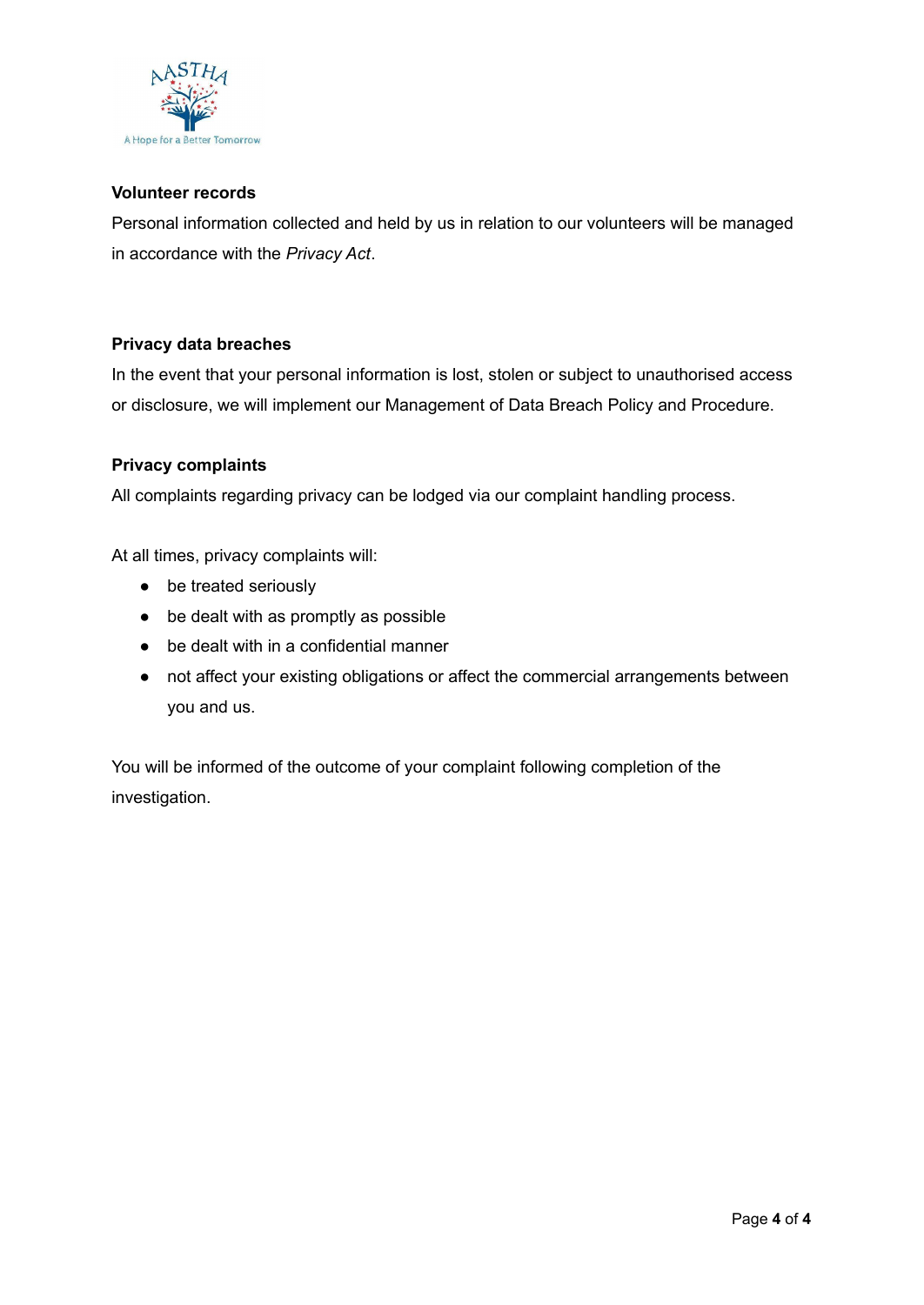### Volunteer records

Personal information collected and held by us in relation to our volunteers will be managed in accordance with the *Privacy Act*.

### Privacy data breaches

In the event that your personal information is lost, stolen or subject to unauthorised access or disclosure, we will implement our Management of Data Breach Policy and Procedure.

### Privacy complaints

All complaints regarding privacy can be lodged via our complaint handling process.

At all times, privacy complaints will:

- be treated seriously
- be dealt with as promptly as possible
- be dealt with in a confidential manner
- not affect your existing obligations or affect the commercial arrangements between you and us.

You will be informed of the outcome of your complaint following completion of the investigation.